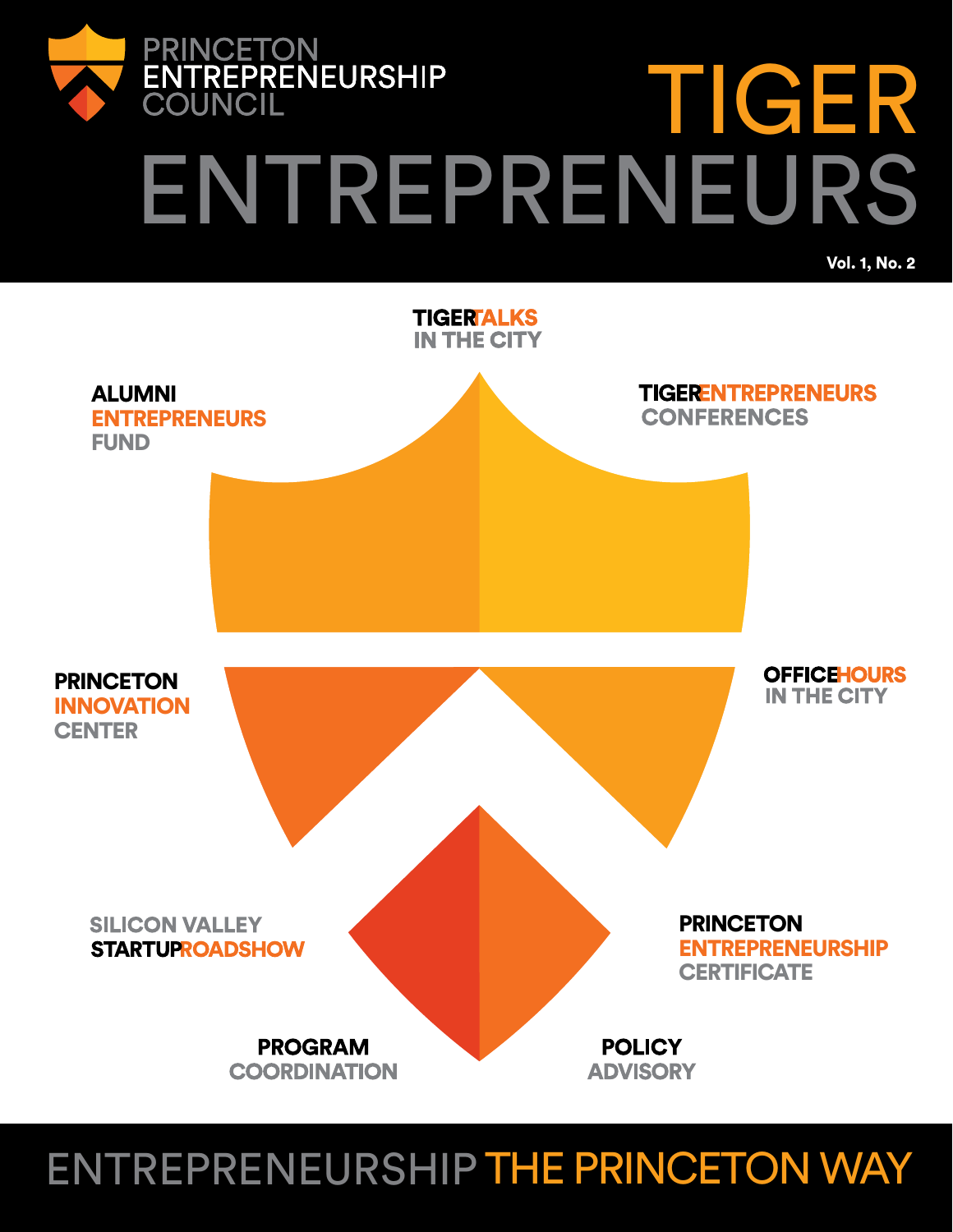PRINCETON ENTREPRENEURSHIP COUNCIL

# TIGER ENTREPRENEURS

Vol. 1, No. 2

TIGERTALKS IN THE CITY

ALUMNI ENTREPRENEURS FUND

TIGERENTREPRENEURS CONFERENCES

PRINCETON INNOVATION CENTER

OFFICEHOURS IN THE CITY

SILICON VALLEY STARTUPROADSHOW

PRINCETON ENTREPRENEURSHIP CERTIFICATE

PROGRAM COORDINATION

POLICY ADVISORY

## ENTREPRENEURSHIP THE PRINCETON WAY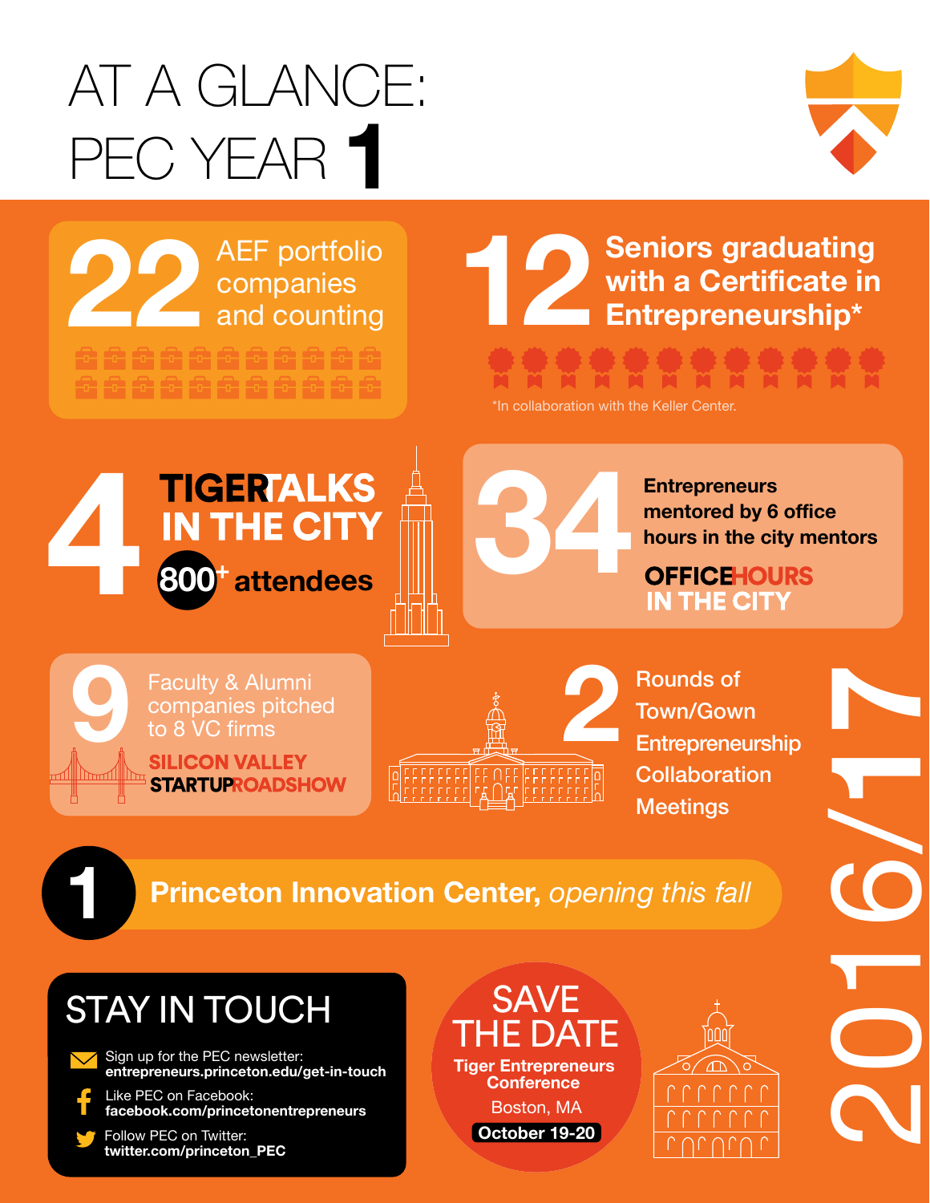# AT A GLANCE: PEC YEAR 1

**2016/17**

**22** AEF portfolio companies and counting

**12** Seniors graduating with a Certificate in Entrepreneurship*

*In collaboration with the Keller Center.

**4** TIGERTALKS IN THE CITY

**800+** attendees

**34** Entrepreneurs mentored by 6 office hours in the city mentors

OFFICEHOURS IN THE CITY

**9** Faculty & Alumni companies pitched to 8 VC firms

SILICON VALLEY STARTUPROADSHOW

**2** Rounds of Town/Gown Entrepreneurship Collaboration Meetings

**1** Princeton Innovation Center, *opening this fall*

## STAY IN TOUCH

Sign up for the PEC newsletter:
**entrepreneurs.princeton.edu/get-in-touch**

Like PEC on Facebook:
**facebook.com/princetonentrepreneurs**

Follow PEC on Twitter:
**twitter.com/princeton_PEC**

## SAVE THE DATE

**Tiger Entrepreneurs Conference**

Boston, MA

**October 19-20**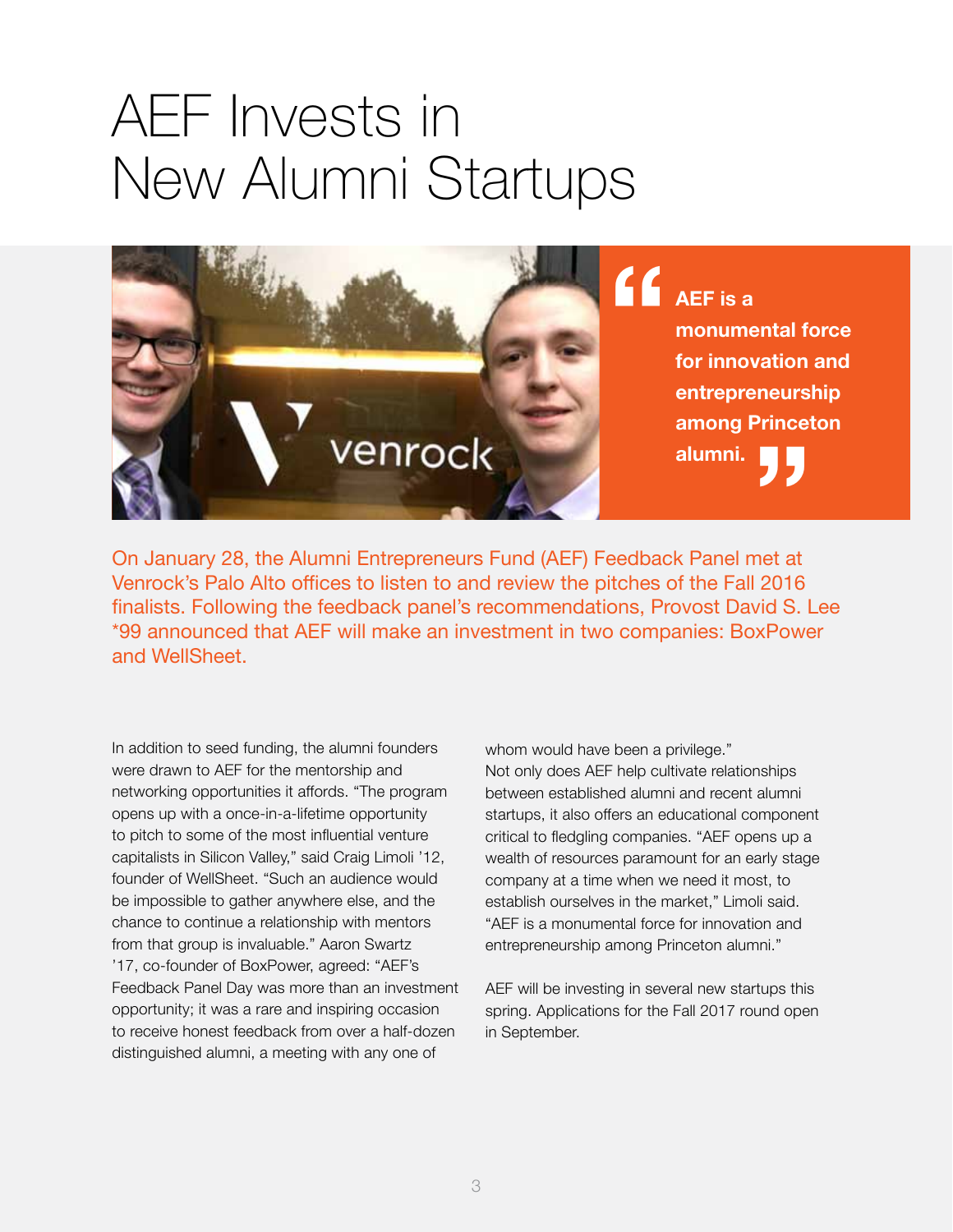# AEF Invests in New Alumni Startups

> **AEF is a monumental force for innovation and entrepreneurship among Princeton alumni.**

On January 28, the Alumni Entrepreneurs Fund (AEF) Feedback Panel met at Venrock's Palo Alto offices to listen to and review the pitches of the Fall 2016 finalists. Following the feedback panel's recommendations, Provost David S. Lee *99 announced that AEF will make an investment in two companies: BoxPower and WellSheet.

In addition to seed funding, the alumni founders were drawn to AEF for the mentorship and networking opportunities it affords. "The program opens up with a once-in-a-lifetime opportunity to pitch to some of the most influential venture capitalists in Silicon Valley," said Craig Limoli '12, founder of WellSheet. "Such an audience would be impossible to gather anywhere else, and the chance to continue a relationship with mentors from that group is invaluable." Aaron Swartz '17, co-founder of BoxPower, agreed: "AEF's Feedback Panel Day was more than an investment opportunity; it was a rare and inspiring occasion to receive honest feedback from over a half-dozen distinguished alumni, a meeting with any one of whom would have been a privilege."

Not only does AEF help cultivate relationships between established alumni and recent alumni startups, it also offers an educational component critical to fledgling companies. "AEF opens up a wealth of resources paramount for an early stage company at a time when we need it most, to establish ourselves in the market," Limoli said. "AEF is a monumental force for innovation and entrepreneurship among Princeton alumni."

AEF will be investing in several new startups this spring. Applications for the Fall 2017 round open in September.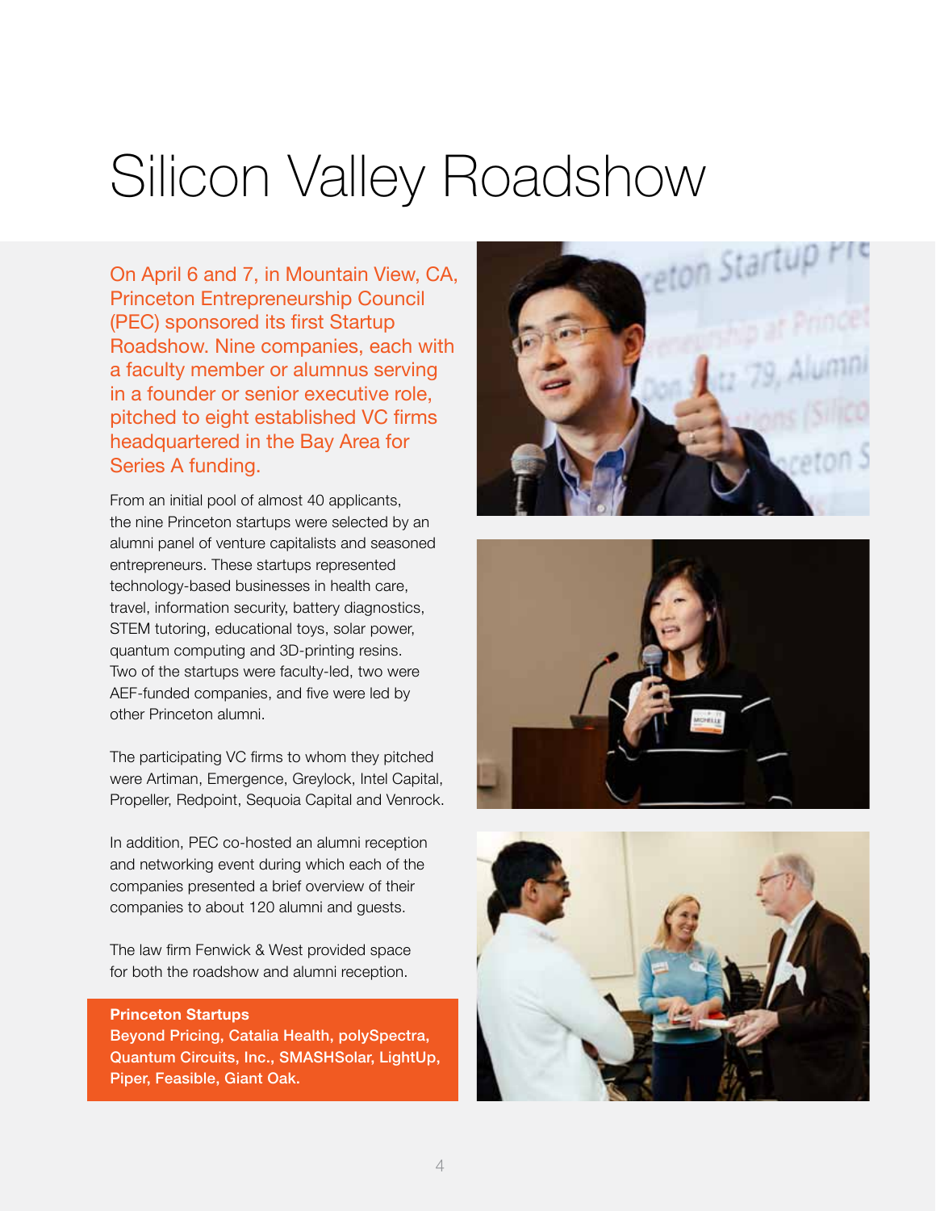# Silicon Valley Roadshow

On April 6 and 7, in Mountain View, CA, Princeton Entrepreneurship Council (PEC) sponsored its first Startup Roadshow. Nine companies, each with a faculty member or alumnus serving in a founder or senior executive role, pitched to eight established VC firms headquartered in the Bay Area for Series A funding.

From an initial pool of almost 40 applicants, the nine Princeton startups were selected by an alumni panel of venture capitalists and seasoned entrepreneurs. These startups represented technology-based businesses in health care, travel, information security, battery diagnostics, STEM tutoring, educational toys, solar power, quantum computing and 3D-printing resins. Two of the startups were faculty-led, two were AEF-funded companies, and five were led by other Princeton alumni.

The participating VC firms to whom they pitched were Artiman, Emergence, Greylock, Intel Capital, Propeller, Redpoint, Sequoia Capital and Venrock.

In addition, PEC co-hosted an alumni reception and networking event during which each of the companies presented a brief overview of their companies to about 120 alumni and guests.

The law firm Fenwick & West provided space for both the roadshow and alumni reception.

**Princeton Startups**
**Beyond Pricing, Catalia Health, polySpectra, Quantum Circuits, Inc., SMASHSolar, LightUp, Piper, Feasible, Giant Oak.**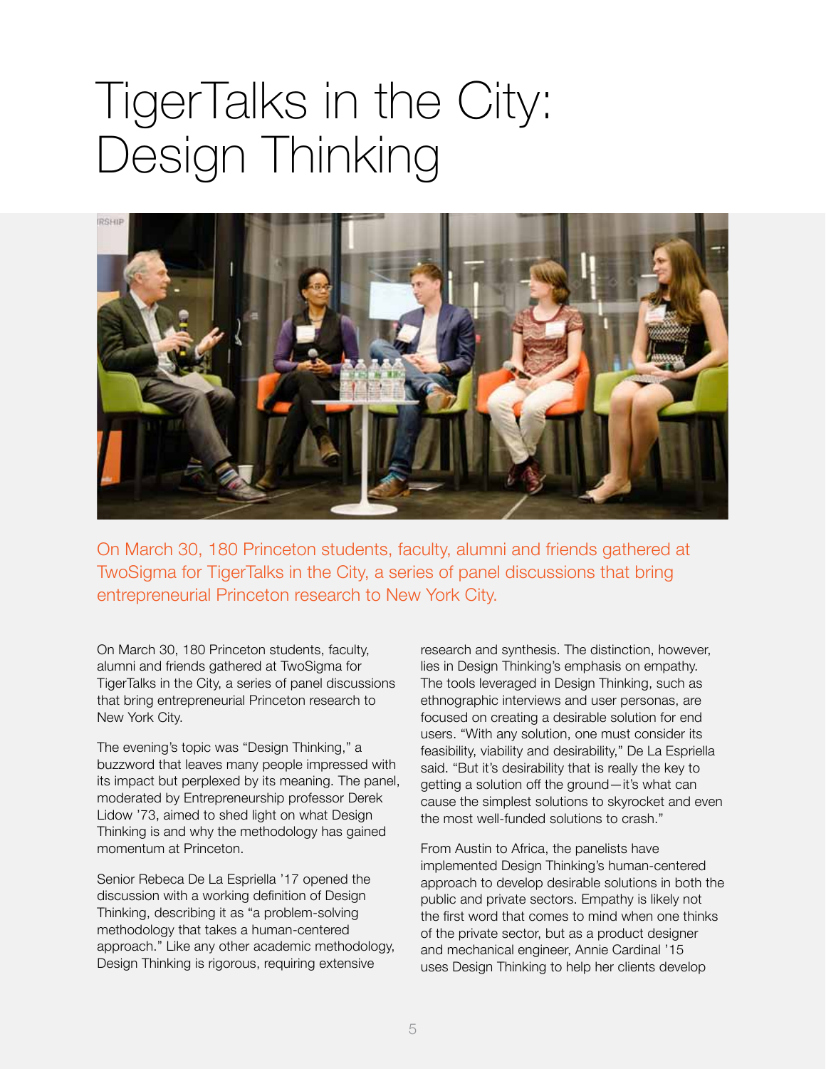# TigerTalks in the City: Design Thinking

On March 30, 180 Princeton students, faculty, alumni and friends gathered at TwoSigma for TigerTalks in the City, a series of panel discussions that bring entrepreneurial Princeton research to New York City.

On March 30, 180 Princeton students, faculty, alumni and friends gathered at TwoSigma for TigerTalks in the City, a series of panel discussions that bring entrepreneurial Princeton research to New York City.

The evening's topic was "Design Thinking," a buzzword that leaves many people impressed with its impact but perplexed by its meaning. The panel, moderated by Entrepreneurship professor Derek Lidow '73, aimed to shed light on what Design Thinking is and why the methodology has gained momentum at Princeton.

Senior Rebeca De La Espriella '17 opened the discussion with a working definition of Design Thinking, describing it as "a problem-solving methodology that takes a human-centered approach." Like any other academic methodology, Design Thinking is rigorous, requiring extensive research and synthesis. The distinction, however, lies in Design Thinking's emphasis on empathy. The tools leveraged in Design Thinking, such as ethnographic interviews and user personas, are focused on creating a desirable solution for end users. "With any solution, one must consider its feasibility, viability and desirability," De La Espriella said. "But it's desirability that is really the key to getting a solution off the ground—it's what can cause the simplest solutions to skyrocket and even the most well-funded solutions to crash."

From Austin to Africa, the panelists have implemented Design Thinking's human-centered approach to develop desirable solutions in both the public and private sectors. Empathy is likely not the first word that comes to mind when one thinks of the private sector, but as a product designer and mechanical engineer, Annie Cardinal '15 uses Design Thinking to help her clients develop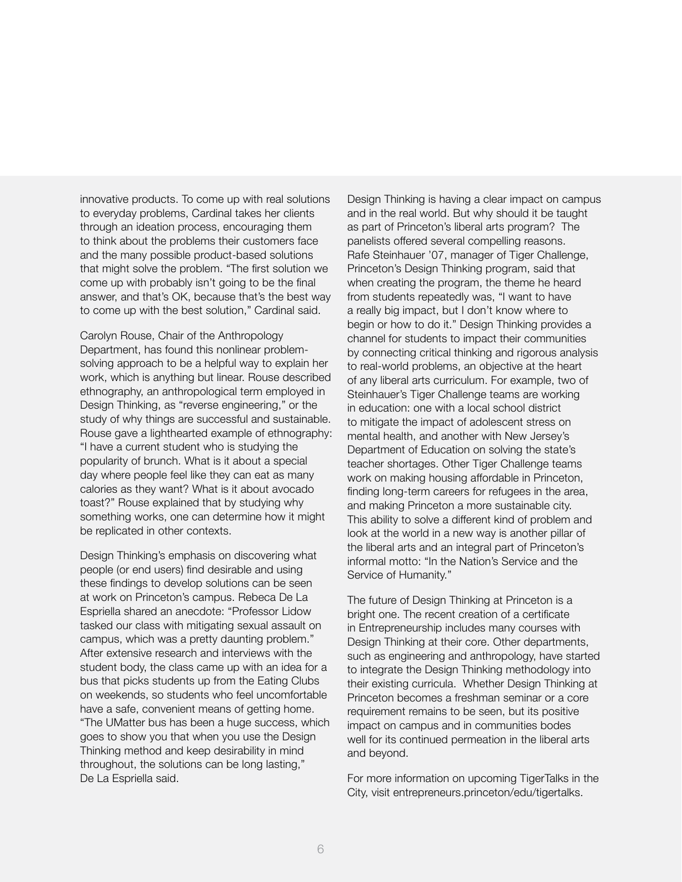innovative products. To come up with real solutions to everyday problems, Cardinal takes her clients through an ideation process, encouraging them to think about the problems their customers face and the many possible product-based solutions that might solve the problem. "The first solution we come up with probably isn't going to be the final answer, and that's OK, because that's the best way to come up with the best solution," Cardinal said.

Carolyn Rouse, Chair of the Anthropology Department, has found this nonlinear problem-solving approach to be a helpful way to explain her work, which is anything but linear. Rouse described ethnography, an anthropological term employed in Design Thinking, as "reverse engineering," or the study of why things are successful and sustainable. Rouse gave a lighthearted example of ethnography: "I have a current student who is studying the popularity of brunch. What is it about a special day where people feel like they can eat as many calories as they want? What is it about avocado toast?" Rouse explained that by studying why something works, one can determine how it might be replicated in other contexts.

Design Thinking's emphasis on discovering what people (or end users) find desirable and using these findings to develop solutions can be seen at work on Princeton's campus. Rebeca De La Espriella shared an anecdote: "Professor Lidow tasked our class with mitigating sexual assault on campus, which was a pretty daunting problem." After extensive research and interviews with the student body, the class came up with an idea for a bus that picks students up from the Eating Clubs on weekends, so students who feel uncomfortable have a safe, convenient means of getting home. "The UMatter bus has been a huge success, which goes to show you that when you use the Design Thinking method and keep desirability in mind throughout, the solutions can be long lasting," De La Espriella said.

Design Thinking is having a clear impact on campus and in the real world. But why should it be taught as part of Princeton's liberal arts program? The panelists offered several compelling reasons. Rafe Steinhauer '07, manager of Tiger Challenge, Princeton's Design Thinking program, said that when creating the program, the theme he heard from students repeatedly was, "I want to have a really big impact, but I don't know where to begin or how to do it." Design Thinking provides a channel for students to impact their communities by connecting critical thinking and rigorous analysis to real-world problems, an objective at the heart of any liberal arts curriculum. For example, two of Steinhauer's Tiger Challenge teams are working in education: one with a local school district to mitigate the impact of adolescent stress on mental health, and another with New Jersey's Department of Education on solving the state's teacher shortages. Other Tiger Challenge teams work on making housing affordable in Princeton, finding long-term careers for refugees in the area, and making Princeton a more sustainable city. This ability to solve a different kind of problem and look at the world in a new way is another pillar of the liberal arts and an integral part of Princeton's informal motto: "In the Nation's Service and the Service of Humanity."

The future of Design Thinking at Princeton is a bright one. The recent creation of a certificate in Entrepreneurship includes many courses with Design Thinking at their core. Other departments, such as engineering and anthropology, have started to integrate the Design Thinking methodology into their existing curricula. Whether Design Thinking at Princeton becomes a freshman seminar or a core requirement remains to be seen, but its positive impact on campus and in communities bodes well for its continued permeation in the liberal arts and beyond.

For more information on upcoming TigerTalks in the City, visit entrepreneurs.princeton/edu/tigertalks.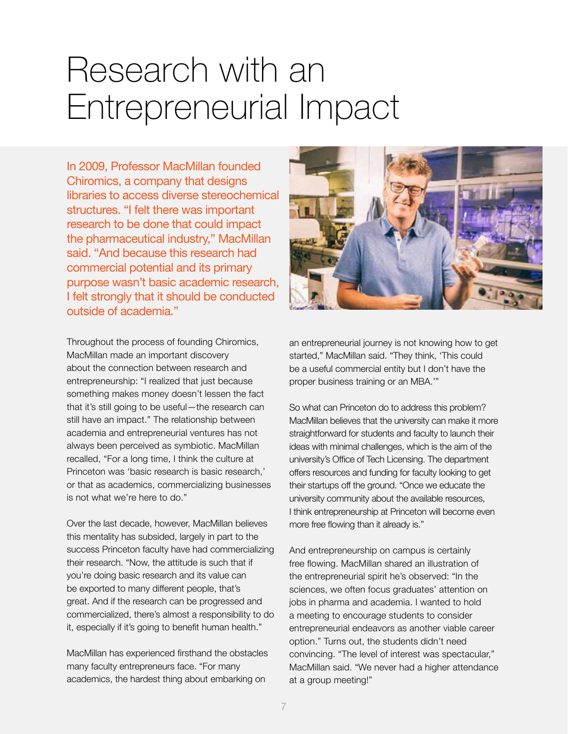# Research with an Entrepreneurial Impact

In 2009, Professor MacMillan founded Chiromics, a company that designs libraries to access diverse stereochemical structures. "I felt there was important research to be done that could impact the pharmaceutical industry," MacMillan said. "And because this research had commercial potential and its primary purpose wasn't basic academic research, I felt strongly that it should be conducted outside of academia."

Throughout the process of founding Chiromics, MacMillan made an important discovery about the connection between research and entrepreneurship: "I realized that just because something makes money doesn't lessen the fact that it's still going to be useful—the research can still have an impact." The relationship between academia and entrepreneurial ventures has not always been perceived as symbiotic. MacMillan recalled, "For a long time, I think the culture at Princeton was 'basic research is basic research,' or that as academics, commercializing businesses is not what we're here to do."

Over the last decade, however, MacMillan believes this mentality has subsided, largely in part to the success Princeton faculty have had commercializing their research. "Now, the attitude is such that if you're doing basic research and its value can be exported to many different people, that's great. And if the research can be progressed and commercialized, there's almost a responsibility to do it, especially if it's going to benefit human health."

MacMillan has experienced firsthand the obstacles many faculty entrepreneurs face. "For many academics, the hardest thing about embarking on an entrepreneurial journey is not knowing how to get started," MacMillan said. "They think, 'This could be a useful commercial entity but I don't have the proper business training or an MBA.'"

So what can Princeton do to address this problem? MacMillan believes that the university can make it more straightforward for students and faculty to launch their ideas with minimal challenges, which is the aim of the university's Office of Tech Licensing. The department offers resources and funding for faculty looking to get their startups off the ground. "Once we educate the university community about the available resources, I think entrepreneurship at Princeton will become even more free flowing than it already is."

And entrepreneurship on campus is certainly free flowing. MacMillan shared an illustration of the entrepreneurial spirit he's observed: "In the sciences, we often focus graduates' attention on jobs in pharma and academia. I wanted to hold a meeting to encourage students to consider entrepreneurial endeavors as another viable career option." Turns out, the students didn't need convincing. "The level of interest was spectacular," MacMillan said. "We never had a higher attendance at a group meeting!"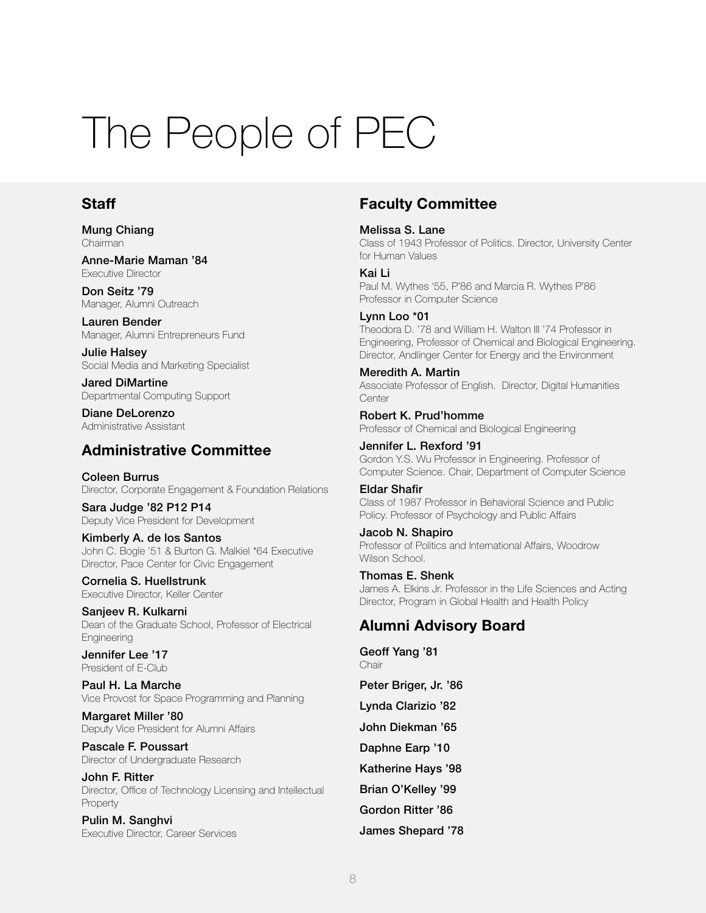# The People of PEC

## Staff

**Mung Chiang**
Chairman

**Anne-Marie Maman ’84**
Executive Director

**Don Seitz ’79**
Manager, Alumni Outreach

**Lauren Bender**
Manager, Alumni Entrepreneurs Fund

**Julie Halsey**
Social Media and Marketing Specialist

**Jared DiMartine**
Departmental Computing Support

**Diane DeLorenzo**
Administrative Assistant

## Administrative Committee

**Coleen Burrus**
Director, Corporate Engagement & Foundation Relations

**Sara Judge ’82 P12 P14**
Deputy Vice President for Development

**Kimberly A. de los Santos**
John C. Bogle ’51 & Burton G. Malkiel *64 Executive Director, Pace Center for Civic Engagement

**Cornelia S. Huellstrunk**
Executive Director, Keller Center

**Sanjeev R. Kulkarni**
Dean of the Graduate School, Professor of Electrical Engineering

**Jennifer Lee ’17**
President of E-Club

**Paul H. La Marche**
Vice Provost for Space Programming and Planning

**Margaret Miller ’80**
Deputy Vice President for Alumni Affairs

**Pascale F. Poussart**
Director of Undergraduate Research

**John F. Ritter**
Director, Office of Technology Licensing and Intellectual Property

**Pulin M. Sanghvi**
Executive Director, Career Services

## Faculty Committee

**Melissa S. Lane**
Class of 1943 Professor of Politics. Director, University Center for Human Values

**Kai Li**
Paul M. Wythes ‘55, P’86 and Marcia R. Wythes P’86 Professor in Computer Science

**Lynn Loo *01**
Theodora D. ’78 and William H. Walton III ’74 Professor in Engineering, Professor of Chemical and Biological Engineering. Director, Andlinger Center for Energy and the Environment

**Meredith A. Martin**
Associate Professor of English. Director, Digital Humanities Center

**Robert K. Prud’homme**
Professor of Chemical and Biological Engineering

**Jennifer L. Rexford ’91**
Gordon Y.S. Wu Professor in Engineering. Professor of Computer Science. Chair, Department of Computer Science

**Eldar Shafir**
Class of 1987 Professor in Behavioral Science and Public Policy. Professor of Psychology and Public Affairs

**Jacob N. Shapiro**
Professor of Politics and International Affairs, Woodrow Wilson School.

**Thomas E. Shenk**
James A. Elkins Jr. Professor in the Life Sciences and Acting Director, Program in Global Health and Health Policy

## Alumni Advisory Board

**Geoff Yang ’81**
Chair

**Peter Briger, Jr. ’86**

**Lynda Clarizio ’82**

**John Diekman ’65**

**Daphne Earp ’10**

**Katherine Hays ’98**

**Brian O’Kelley ’99**

**Gordon Ritter ’86**

**James Shepard ’78**